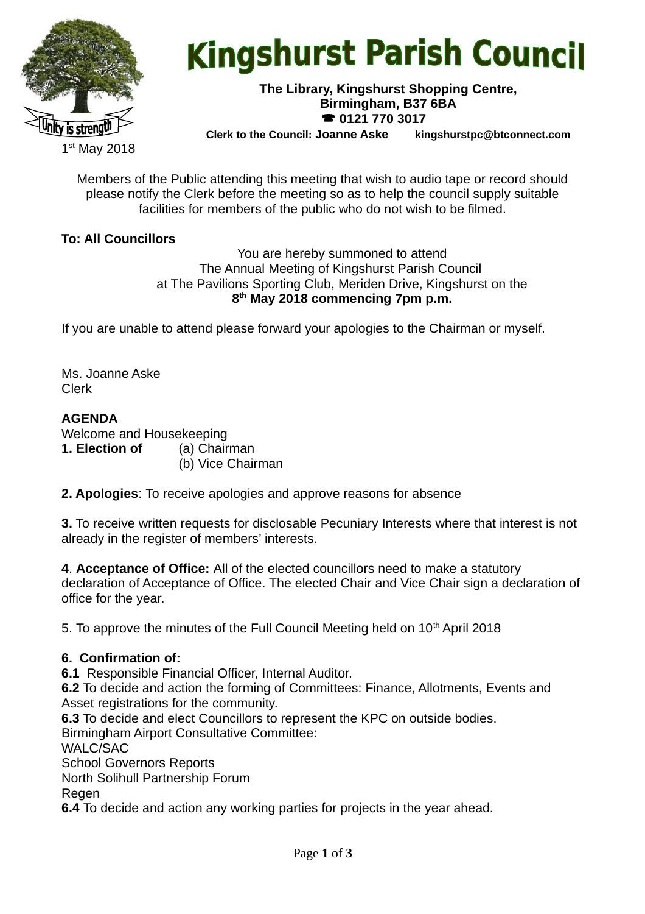# Kingshurst Parish Council

**The Library, Kingshurst Shopping Centre, Birmingham, B37 6BA**
**☎ 0121 770 3017**
**Clerk to the Council: Joanne Aske** **kingshurstpc@btconnect.com**

1st May 2018

Members of the Public attending this meeting that wish to audio tape or record should please notify the Clerk before the meeting so as to help the council supply suitable facilities for members of the public who do not wish to be filmed.

**To: All Councillors**

You are hereby summoned to attend
The Annual Meeting of Kingshurst Parish Council
at The Pavilions Sporting Club, Meriden Drive, Kingshurst on the
**8th May 2018 commencing 7pm p.m.**

If you are unable to attend please forward your apologies to the Chairman or myself.

Ms. Joanne Aske
Clerk

**AGENDA**

Welcome and Housekeeping

**1. Election of** (a) Chairman
(b) Vice Chairman

**2. Apologies**: To receive apologies and approve reasons for absence

**3.** To receive written requests for disclosable Pecuniary Interests where that interest is not already in the register of members' interests.

**4**. **Acceptance of Office:** All of the elected councillors need to make a statutory declaration of Acceptance of Office. The elected Chair and Vice Chair sign a declaration of office for the year.

5. To approve the minutes of the Full Council Meeting held on 10th April 2018

**6. Confirmation of:**

**6.1** Responsible Financial Officer, Internal Auditor.

**6.2** To decide and action the forming of Committees: Finance, Allotments, Events and Asset registrations for the community.

**6.3** To decide and elect Councillors to represent the KPC on outside bodies.
Birmingham Airport Consultative Committee:
WALC/SAC
School Governors Reports
North Solihull Partnership Forum
Regen

**6.4** To decide and action any working parties for projects in the year ahead.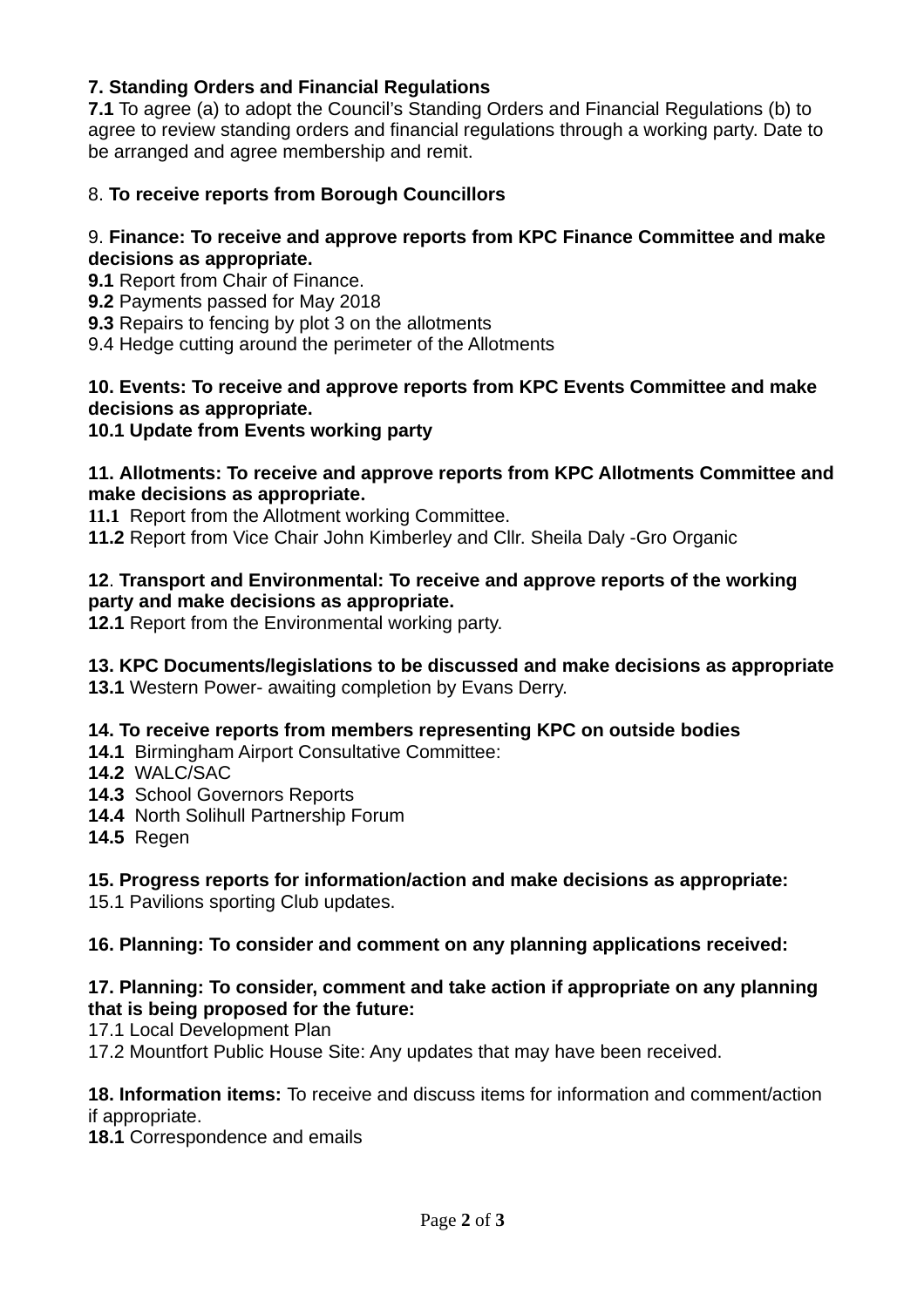**7. Standing Orders and Financial Regulations**

**7.1** To agree (a) to adopt the Council's Standing Orders and Financial Regulations (b) to agree to review standing orders and financial regulations through a working party. Date to be arranged and agree membership and remit.

8. **To receive reports from Borough Councillors**

9. **Finance: To receive and approve reports from KPC Finance Committee and make decisions as appropriate.**

**9.1** Report from Chair of Finance.
**9.2** Payments passed for May 2018
**9.3** Repairs to fencing by plot 3 on the allotments
9.4 Hedge cutting around the perimeter of the Allotments

**10. Events: To receive and approve reports from KPC Events Committee and make decisions as appropriate.**
**10.1 Update from Events working party**

**11. Allotments: To receive and approve reports from KPC Allotments Committee and make decisions as appropriate.**

**11.1** Report from the Allotment working Committee.
**11.2** Report from Vice Chair John Kimberley and Cllr. Sheila Daly -Gro Organic

**12**. **Transport and Environmental: To receive and approve reports of the working party and make decisions as appropriate.**

**12.1** Report from the Environmental working party.

**13. KPC Documents/legislations to be discussed and make decisions as appropriate**
**13.1** Western Power- awaiting completion by Evans Derry.

**14. To receive reports from members representing KPC on outside bodies**

**14.1** Birmingham Airport Consultative Committee:
**14.2** WALC/SAC
**14.3** School Governors Reports
**14.4** North Solihull Partnership Forum
**14.5** Regen

**15. Progress reports for information/action and make decisions as appropriate:**
15.1 Pavilions sporting Club updates.

**16. Planning: To consider and comment on any planning applications received:**

**17. Planning: To consider, comment and take action if appropriate on any planning that is being proposed for the future:**

17.1 Local Development Plan
17.2 Mountfort Public House Site: Any updates that may have been received.

**18. Information items:** To receive and discuss items for information and comment/action if appropriate.

**18.1** Correspondence and emails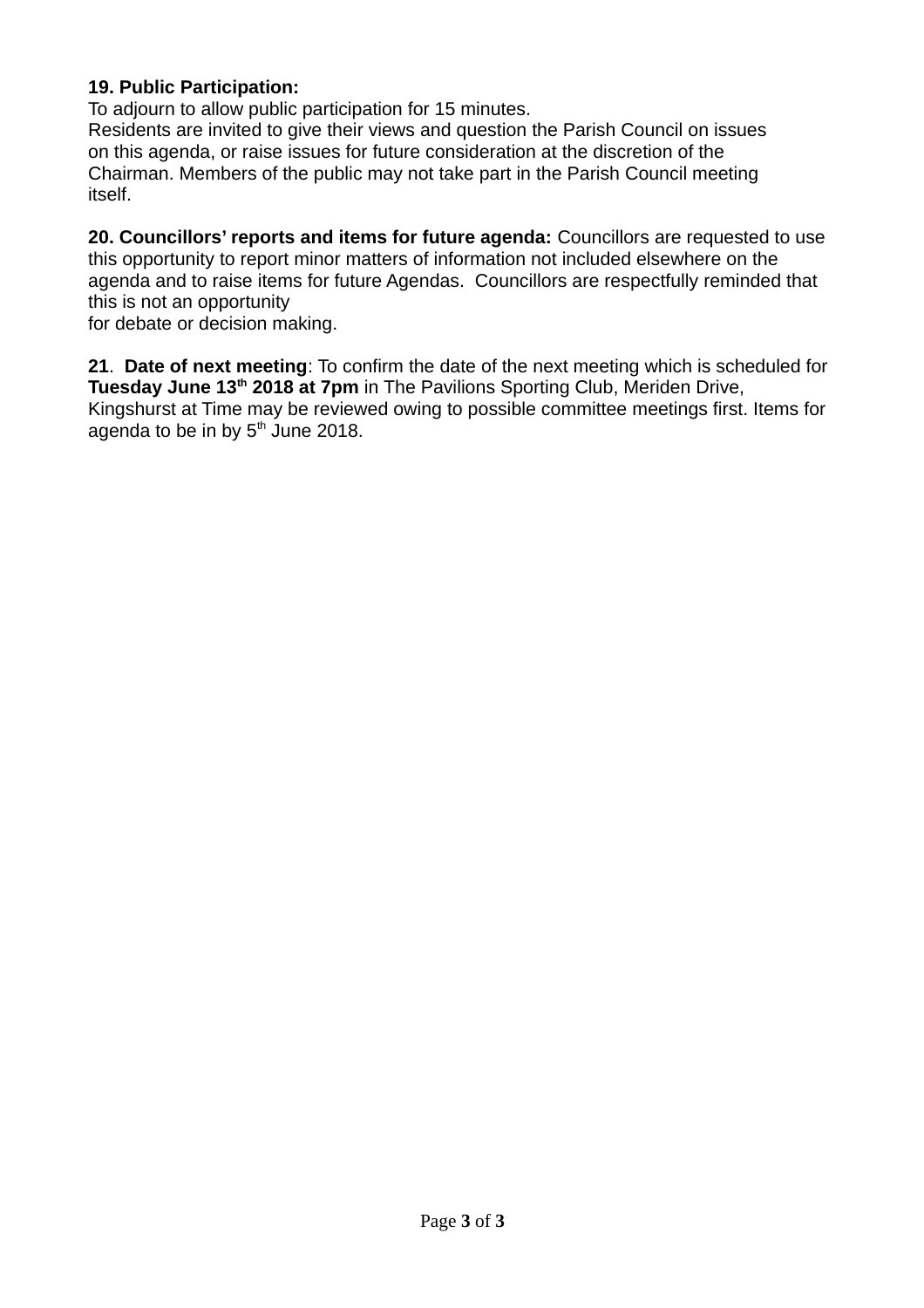**19. Public Participation:**
To adjourn to allow public participation for 15 minutes.
Residents are invited to give their views and question the Parish Council on issues on this agenda, or raise issues for future consideration at the discretion of the Chairman. Members of the public may not take part in the Parish Council meeting itself.

**20. Councillors' reports and items for future agenda:** Councillors are requested to use this opportunity to report minor matters of information not included elsewhere on the agenda and to raise items for future Agendas. Councillors are respectfully reminded that this is not an opportunity
for debate or decision making.

**21**. **Date of next meeting**: To confirm the date of the next meeting which is scheduled for **Tuesday June 13th 2018 at 7pm** in The Pavilions Sporting Club, Meriden Drive, Kingshurst at Time may be reviewed owing to possible committee meetings first. Items for agenda to be in by 5th June 2018.